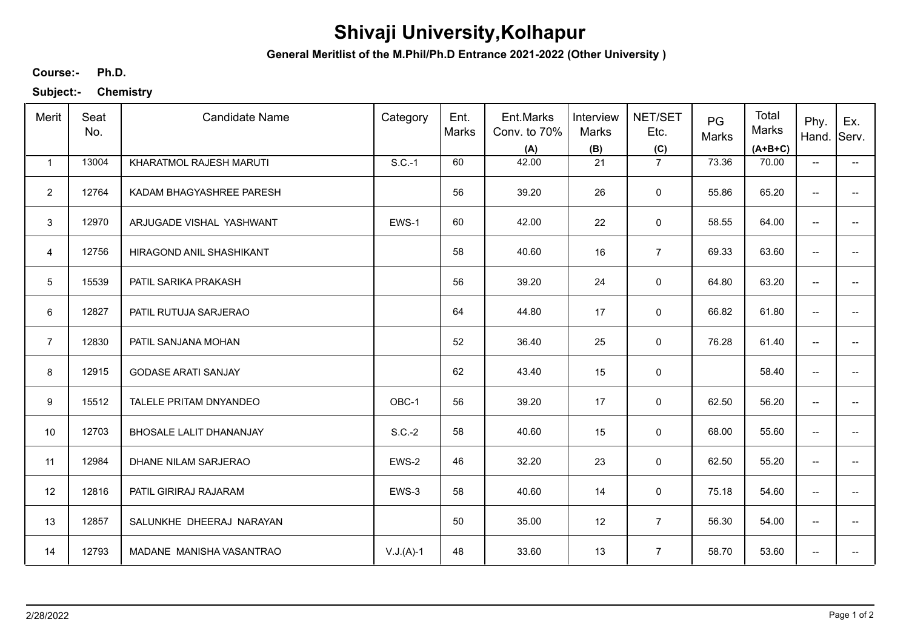# Shivaji University,Kolhapur

**General Meritlist of the M.Phil/Ph.D Entrance 2021-2022 (Other University )**

**Course:-** **Ph.D.**

**Subject:-** **Chemistry**

| Merit | Seat No. | Candidate Name | Category | Ent. Marks | Ent.Marks Conv. to 70% (A) | Interview Marks (B) | NET/SET Etc. (C) | PG Marks | Total Marks (A+B+C) | Phy. Hand. | Ex. Serv. |
|---|---|---|---|---|---|---|---|---|---|---|---|
| 1 | 13004 | KHARATMOL RAJESH MARUTI | S.C.-1 | 60 | 42.00 | 21 | 7 | 73.36 | 70.00 | -- | -- |
| 2 | 12764 | KADAM BHAGYASHREE PARESH | | 56 | 39.20 | 26 | 0 | 55.86 | 65.20 | -- | -- |
| 3 | 12970 | ARJUGADE VISHAL YASHWANT | EWS-1 | 60 | 42.00 | 22 | 0 | 58.55 | 64.00 | -- | -- |
| 4 | 12756 | HIRAGOND ANIL SHASHIKANT | | 58 | 40.60 | 16 | 7 | 69.33 | 63.60 | -- | -- |
| 5 | 15539 | PATIL SARIKA PRAKASH | | 56 | 39.20 | 24 | 0 | 64.80 | 63.20 | -- | -- |
| 6 | 12827 | PATIL RUTUJA SARJERAO | | 64 | 44.80 | 17 | 0 | 66.82 | 61.80 | -- | -- |
| 7 | 12830 | PATIL SANJANA MOHAN | | 52 | 36.40 | 25 | 0 | 76.28 | 61.40 | -- | -- |
| 8 | 12915 | GODASE ARATI SANJAY | | 62 | 43.40 | 15 | 0 | | 58.40 | -- | -- |
| 9 | 15512 | TALELE PRITAM DNYANDEO | OBC-1 | 56 | 39.20 | 17 | 0 | 62.50 | 56.20 | -- | -- |
| 10 | 12703 | BHOSALE LALIT DHANANJAY | S.C.-2 | 58 | 40.60 | 15 | 0 | 68.00 | 55.60 | -- | -- |
| 11 | 12984 | DHANE NILAM SARJERAO | EWS-2 | 46 | 32.20 | 23 | 0 | 62.50 | 55.20 | -- | -- |
| 12 | 12816 | PATIL GIRIRAJ RAJARAM | EWS-3 | 58 | 40.60 | 14 | 0 | 75.18 | 54.60 | -- | -- |
| 13 | 12857 | SALUNKHE DHEERAJ NARAYAN | | 50 | 35.00 | 12 | 7 | 56.30 | 54.00 | -- | -- |
| 14 | 12793 | MADANE MANISHA VASANTRAO | V.J.(A)-1 | 48 | 33.60 | 13 | 7 | 58.70 | 53.60 | -- | -- |

2/28/2022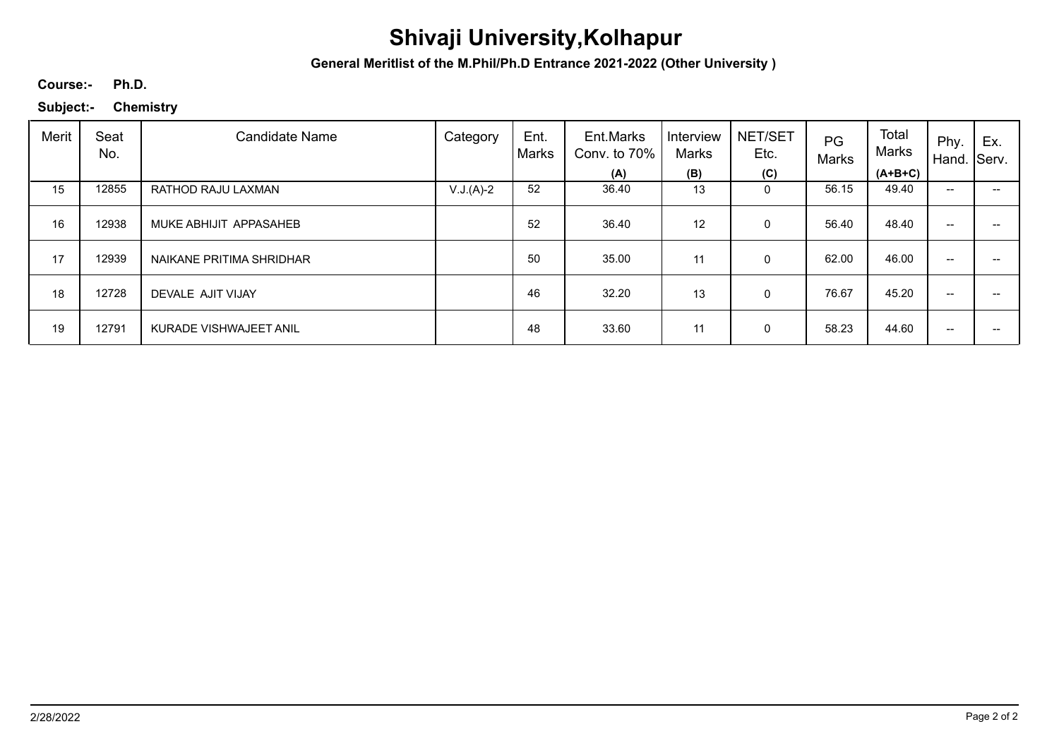# Shivaji University,Kolhapur

**General Meritlist of the M.Phil/Ph.D Entrance 2021-2022 (Other University )**

**Course:-** **Ph.D.**

**Subject:-** **Chemistry**

| Merit | Seat No. | Candidate Name | Category | Ent. Marks | Ent.Marks Conv. to 70% (A) | Interview Marks (B) | NET/SET Etc. (C) | PG Marks | Total Marks (A+B+C) | Phy. Hand. | Ex. Serv. |
|---|---|---|---|---|---|---|---|---|---|---|---|
| 15 | 12855 | RATHOD RAJU LAXMAN | V.J.(A)-2 | 52 | 36.40 | 13 | 0 | 56.15 | 49.40 | -- | -- |
| 16 | 12938 | MUKE ABHIJIT APPASAHEB | | 52 | 36.40 | 12 | 0 | 56.40 | 48.40 | -- | -- |
| 17 | 12939 | NAIKANE PRITIMA SHRIDHAR | | 50 | 35.00 | 11 | 0 | 62.00 | 46.00 | -- | -- |
| 18 | 12728 | DEVALE AJIT VIJAY | | 46 | 32.20 | 13 | 0 | 76.67 | 45.20 | -- | -- |
| 19 | 12791 | KURADE VISHWAJEET ANIL | | 48 | 33.60 | 11 | 0 | 58.23 | 44.60 | -- | -- |

2/28/2022